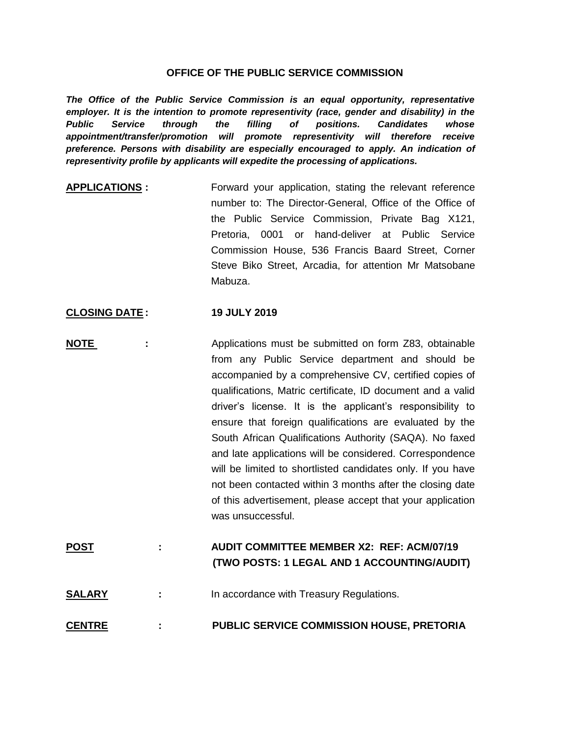# OFFICE OF THE PUBLIC SERVICE COMMISSION

***The Office of the Public Service Commission is an equal opportunity, representative employer. It is the intention to promote representivity (race, gender and disability) in the Public Service through the filling of positions. Candidates whose appointment/transfer/promotion will promote representivity will therefore receive preference. Persons with disability are especially encouraged to apply. An indication of representivity profile by applicants will expedite the processing of applications.***

**APPLICATIONS :** Forward your application, stating the relevant reference number to: The Director-General, Office of the Office of the Public Service Commission, Private Bag X121, Pretoria, 0001 or hand-deliver at Public Service Commission House, 536 Francis Baard Street, Corner Steve Biko Street, Arcadia, for attention Mr Matsobane Mabuza.

**CLOSING DATE :** **19 JULY 2019**

**NOTE :** Applications must be submitted on form Z83, obtainable from any Public Service department and should be accompanied by a comprehensive CV, certified copies of qualifications, Matric certificate, ID document and a valid driver's license. It is the applicant's responsibility to ensure that foreign qualifications are evaluated by the South African Qualifications Authority (SAQA). No faxed and late applications will be considered. Correspondence will be limited to shortlisted candidates only. If you have not been contacted within 3 months after the closing date of this advertisement, please accept that your application was unsuccessful.

**POST :** **AUDIT COMMITTEE MEMBER X2: REF: ACM/07/19 (TWO POSTS: 1 LEGAL AND 1 ACCOUNTING/AUDIT)**

**SALARY :** In accordance with Treasury Regulations.

**CENTRE :** **PUBLIC SERVICE COMMISSION HOUSE, PRETORIA**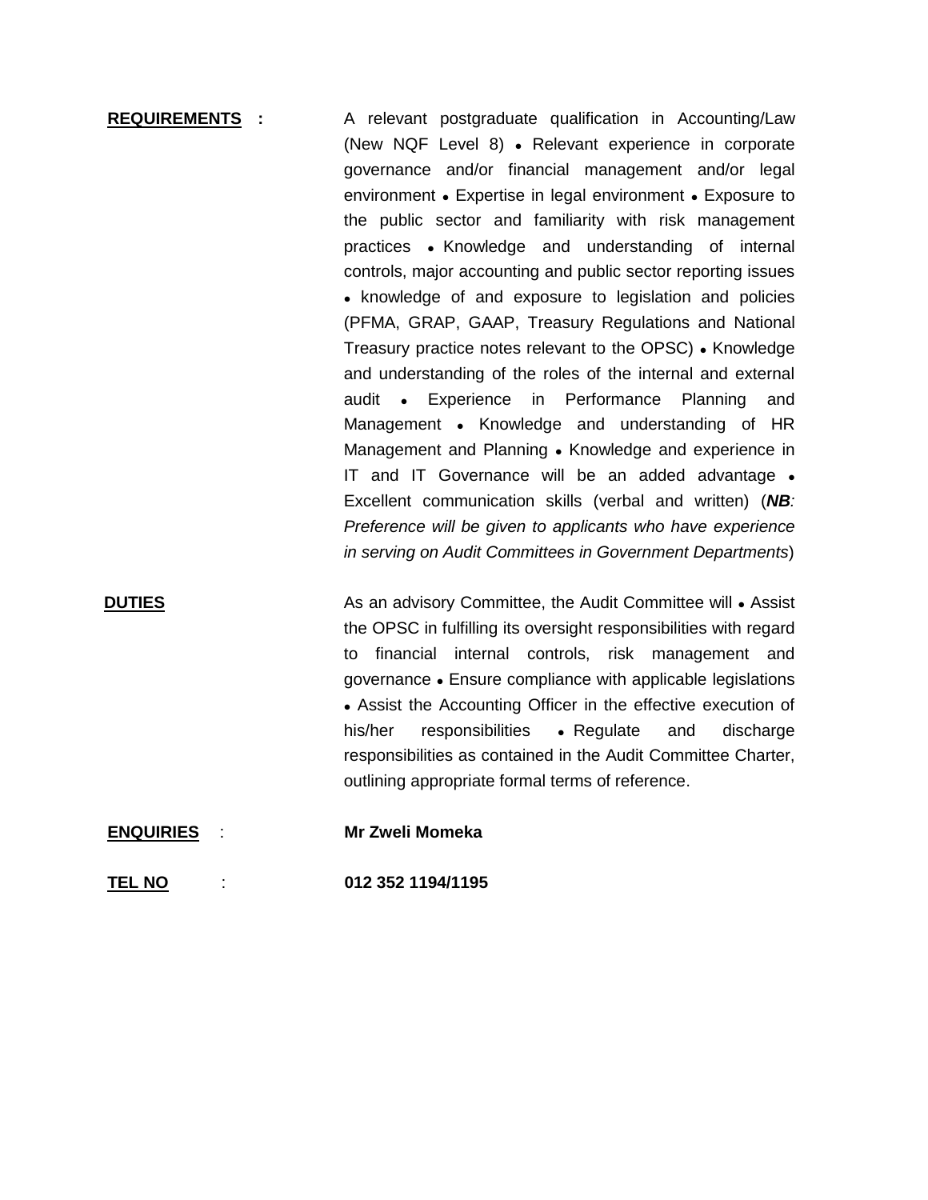**REQUIREMENTS** : A relevant postgraduate qualification in Accounting/Law (New NQF Level 8) • Relevant experience in corporate governance and/or financial management and/or legal environment • Expertise in legal environment • Exposure to the public sector and familiarity with risk management practices • Knowledge and understanding of internal controls, major accounting and public sector reporting issues • knowledge of and exposure to legislation and policies (PFMA, GRAP, GAAP, Treasury Regulations and National Treasury practice notes relevant to the OPSC) • Knowledge and understanding of the roles of the internal and external audit • Experience in Performance Planning and Management • Knowledge and understanding of HR Management and Planning • Knowledge and experience in IT and IT Governance will be an added advantage • Excellent communication skills (verbal and written) (***NB****: Preference will be given to applicants who have experience in serving on Audit Committees in Government Departments*)

**DUTIES** As an advisory Committee, the Audit Committee will • Assist the OPSC in fulfilling its oversight responsibilities with regard to financial internal controls, risk management and governance • Ensure compliance with applicable legislations • Assist the Accounting Officer in the effective execution of his/her responsibilities • Regulate and discharge responsibilities as contained in the Audit Committee Charter, outlining appropriate formal terms of reference.

**ENQUIRIES** : **Mr Zweli Momeka**

**TEL NO** : **012 352 1194/1195**